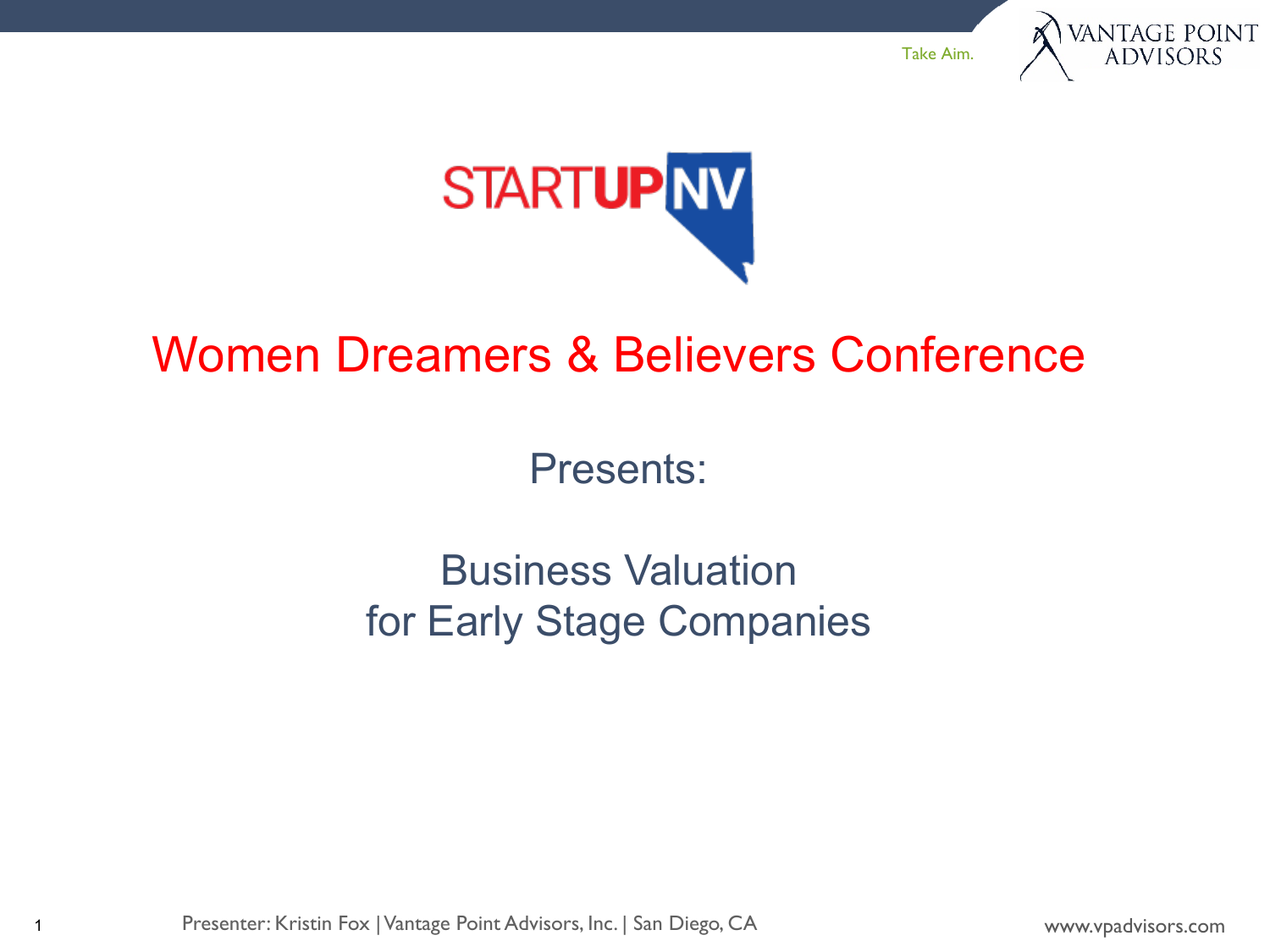STARTUPNV

# Women Dreamers & Believers Conference

Presents:

## Business Valuation for Early Stage Companies

Presenter: Kristin Fox | Vantage Point Advisors, Inc. | San Diego, CA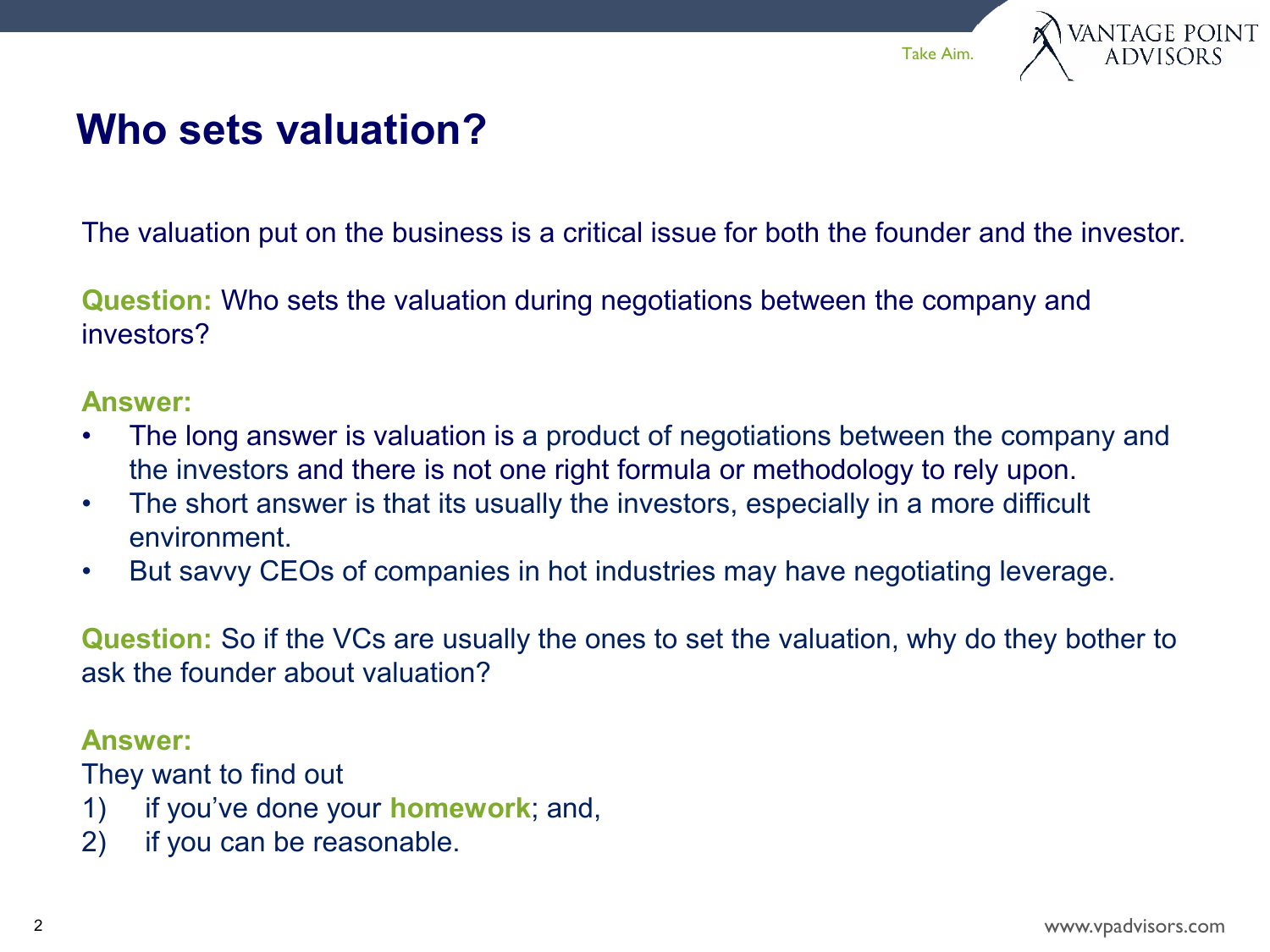# Who sets valuation?

The valuation put on the business is a critical issue for both the founder and the investor.

**Question:** Who sets the valuation during negotiations between the company and investors?

**Answer:**

- The long answer is valuation is a product of negotiations between the company and the investors and there is not one right formula or methodology to rely upon.
- The short answer is that its usually the investors, especially in a more difficult environment.
- But savvy CEOs of companies in hot industries may have negotiating leverage.

**Question:** So if the VCs are usually the ones to set the valuation, why do they bother to ask the founder about valuation?

**Answer:**

They want to find out

1) if you've done your **homework**; and,
2) if you can be reasonable.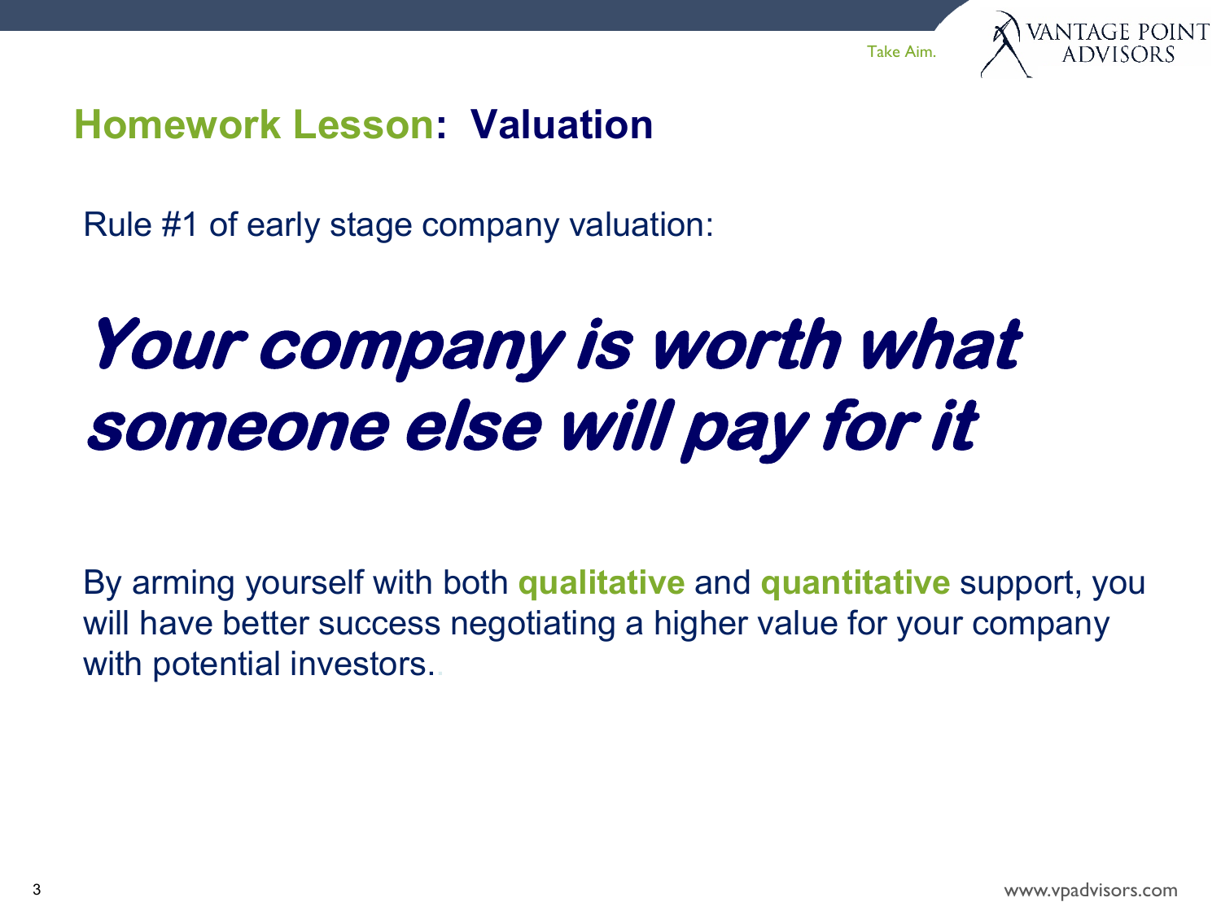## Homework Lesson: Valuation

Rule #1 of early stage company valuation:

***Your company is worth what someone else will pay for it***

By arming yourself with both **qualitative** and **quantitative** support, you will have better success negotiating a higher value for your company with potential investors.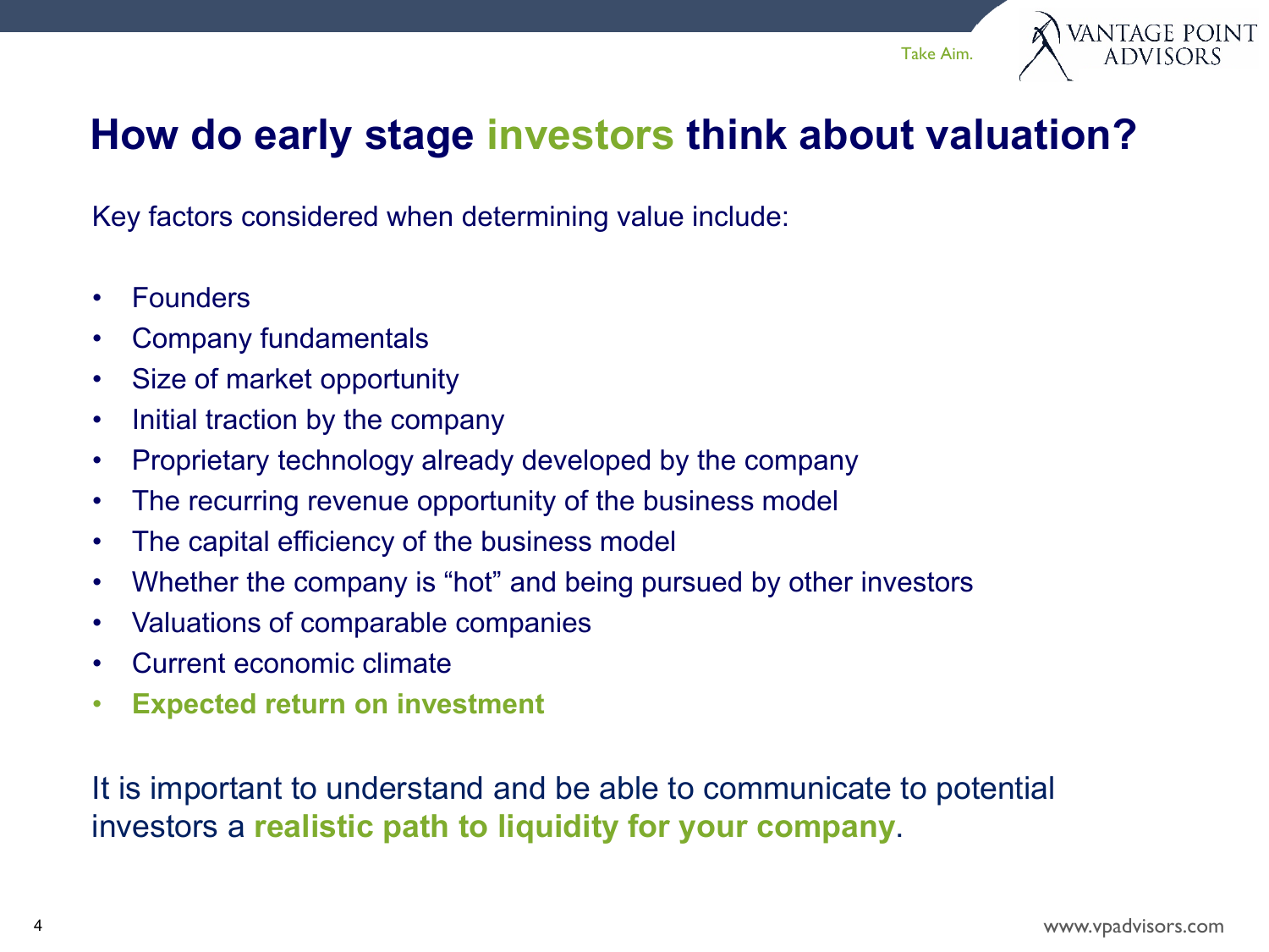# How do early stage investors think about valuation?

Key factors considered when determining value include:

- Founders
- Company fundamentals
- Size of market opportunity
- Initial traction by the company
- Proprietary technology already developed by the company
- The recurring revenue opportunity of the business model
- The capital efficiency of the business model
- Whether the company is "hot" and being pursued by other investors
- Valuations of comparable companies
- Current economic climate
- **Expected return on investment**

It is important to understand and be able to communicate to potential investors a **realistic path to liquidity for your company**.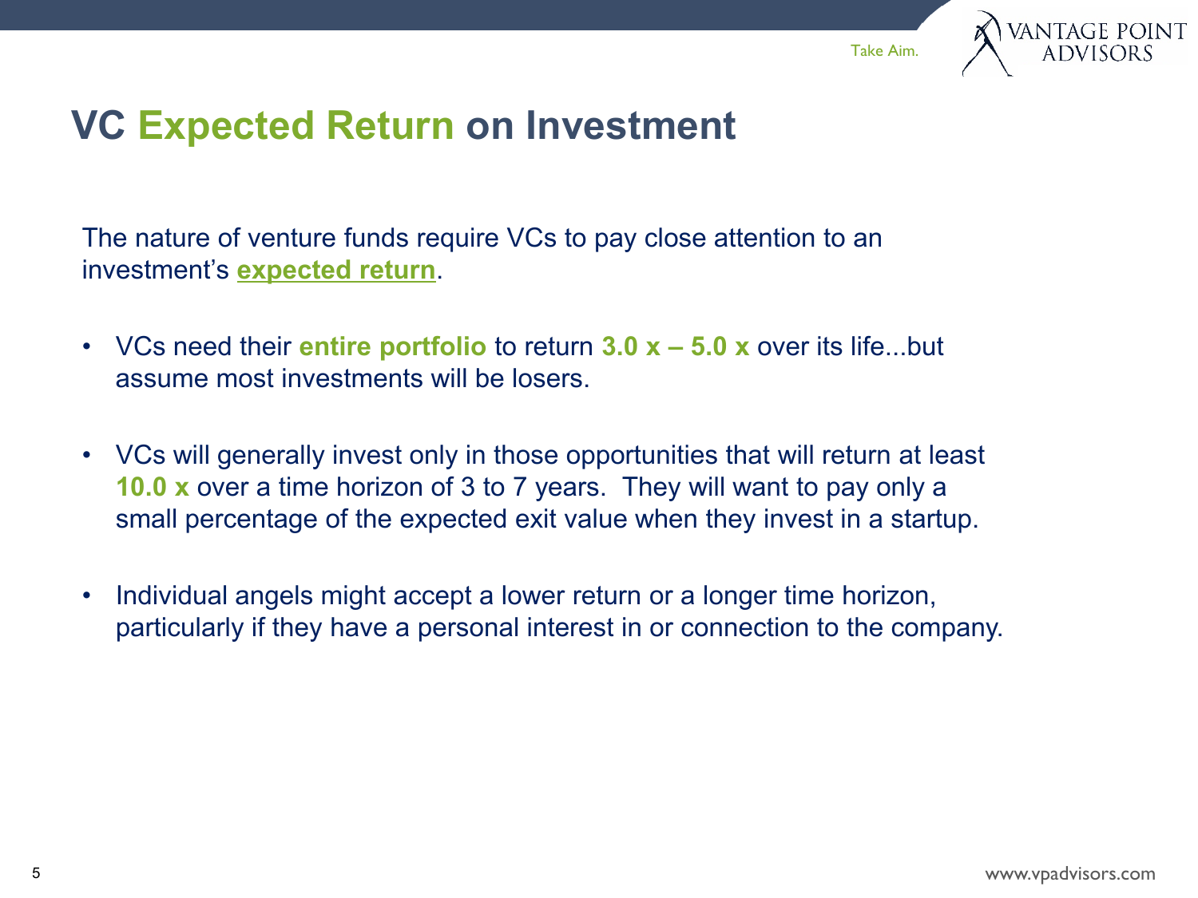# VC Expected Return on Investment

The nature of venture funds require VCs to pay close attention to an investment's **expected return**.

- VCs need their **entire portfolio** to return **3.0 x – 5.0 x** over its life...but assume most investments will be losers.
- VCs will generally invest only in those opportunities that will return at least **10.0 x** over a time horizon of 3 to 7 years. They will want to pay only a small percentage of the expected exit value when they invest in a startup.
- Individual angels might accept a lower return or a longer time horizon, particularly if they have a personal interest in or connection to the company.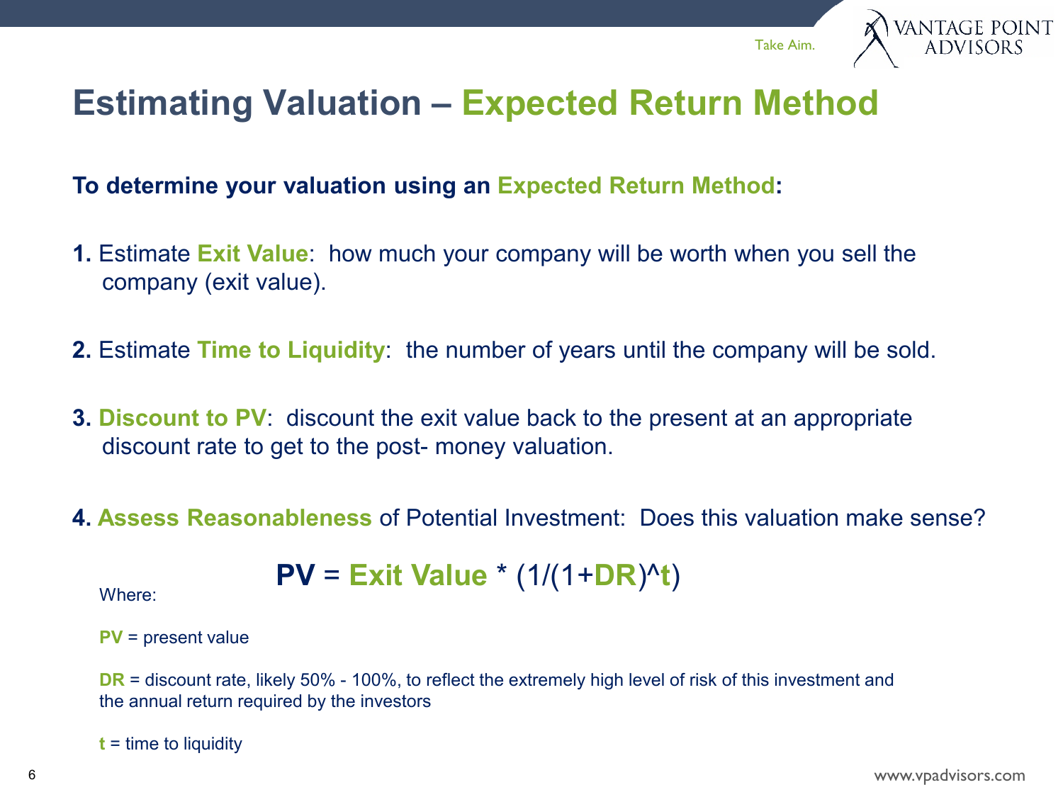# Estimating Valuation – Expected Return Method

**To determine your valuation using an Expected Return Method:**

**1.** Estimate **Exit Value**: how much your company will be worth when you sell the company (exit value).

**2.** Estimate **Time to Liquidity**: the number of years until the company will be sold.

**3.** **Discount to PV**: discount the exit value back to the present at an appropriate discount rate to get to the post- money valuation.

**4.** **Assess Reasonableness** of Potential Investment: Does this valuation make sense?

$$PV = \text{Exit Value} * (1/(1+DR)^t)$$

Where:

**PV** = present value

**DR** = discount rate, likely 50% - 100%, to reflect the extremely high level of risk of this investment and the annual return required by the investors

**t** = time to liquidity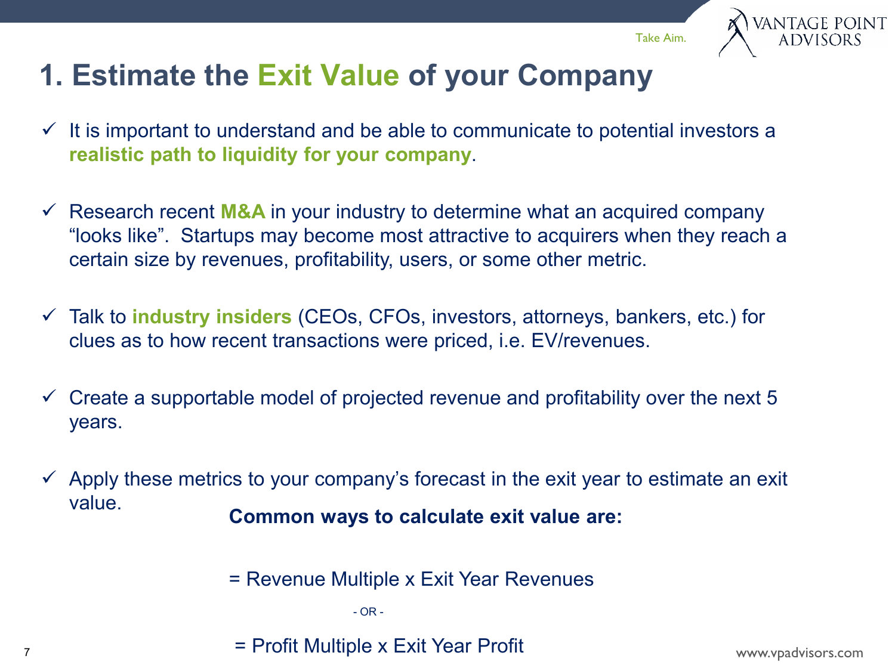# 1. Estimate the Exit Value of your Company

- ✓ It is important to understand and be able to communicate to potential investors a **realistic path to liquidity for your company**.
- ✓ Research recent **M&A** in your industry to determine what an acquired company "looks like". Startups may become most attractive to acquirers when they reach a certain size by revenues, profitability, users, or some other metric.
- ✓ Talk to **industry insiders** (CEOs, CFOs, investors, attorneys, bankers, etc.) for clues as to how recent transactions were priced, i.e. EV/revenues.
- ✓ Create a supportable model of projected revenue and profitability over the next 5 years.
- ✓ Apply these metrics to your company's forecast in the exit year to estimate an exit value.

**Common ways to calculate exit value are:**

= Revenue Multiple x Exit Year Revenues

\- OR -

= Profit Multiple x Exit Year Profit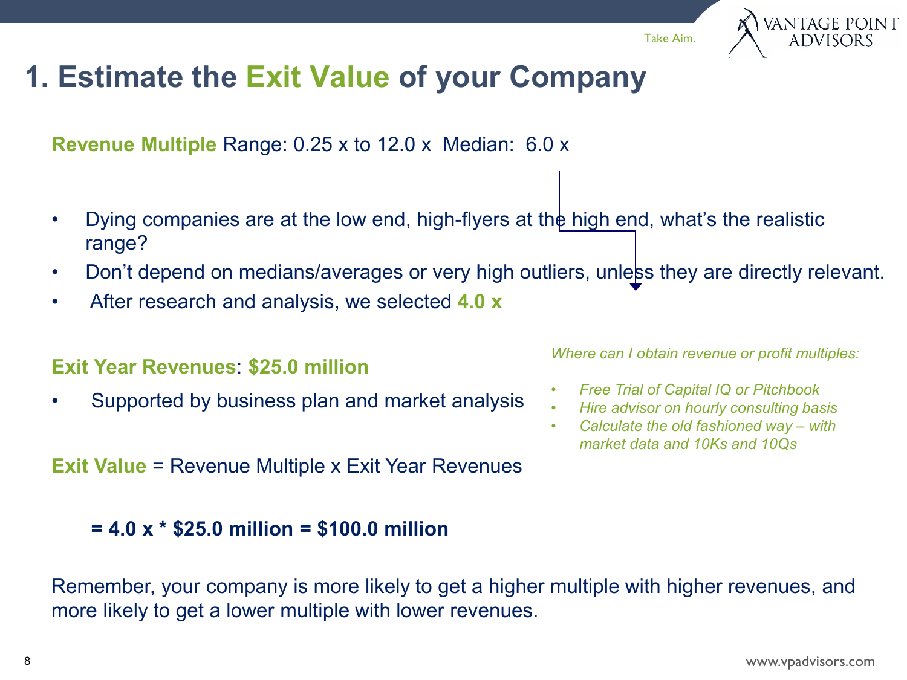# 1. Estimate the Exit Value of your Company

**Revenue Multiple** Range: 0.25 x to 12.0 x  Median:  6.0 x

- Dying companies are at the low end, high-flyers at the high end, what's the realistic range?
- Don't depend on medians/averages or very high outliers, unless they are directly relevant.
- After research and analysis, we selected **4.0 x**

**Exit Year Revenues**: **$25.0 million**

- Supported by business plan and market analysis

*Where can I obtain revenue or profit multiples:*

- *Free Trial of Capital IQ or Pitchbook*
- *Hire advisor on hourly consulting basis*
- *Calculate the old fashioned way – with market data and 10Ks and 10Qs*

**Exit Value** = Revenue Multiple x Exit Year Revenues

**= 4.0 x * $25.0 million = $100.0 million**

Remember, your company is more likely to get a higher multiple with higher revenues, and more likely to get a lower multiple with lower revenues.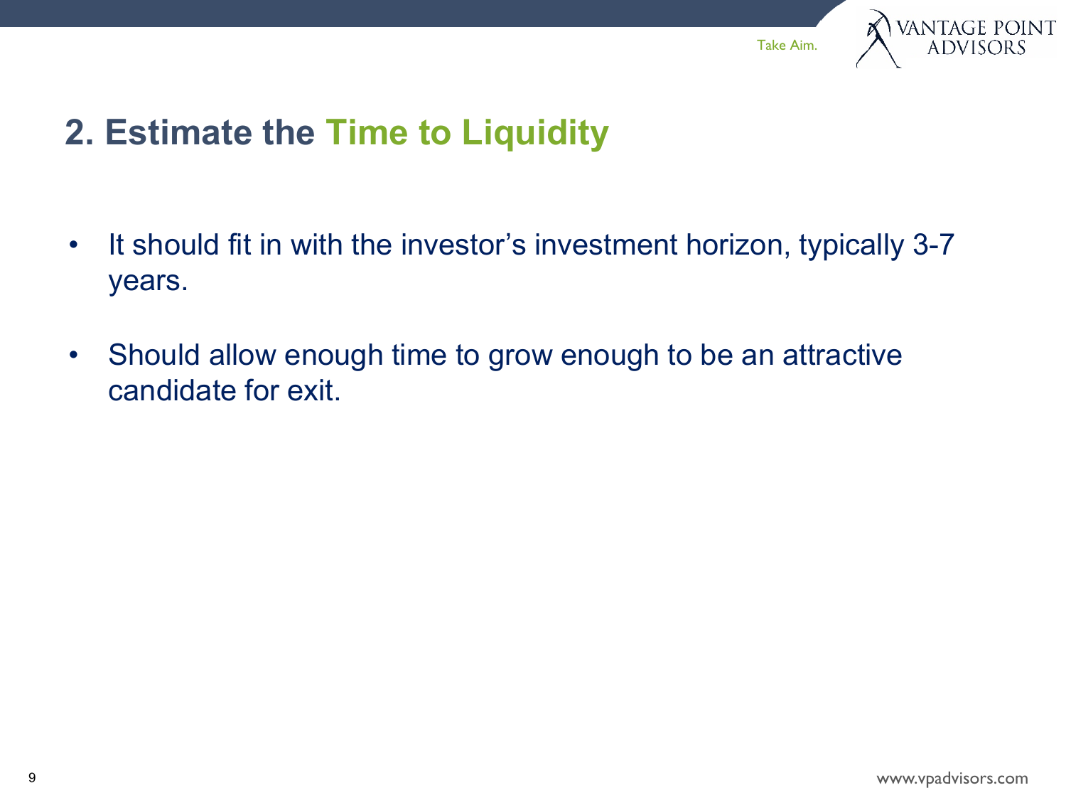## 2. Estimate the Time to Liquidity

- It should fit in with the investor's investment horizon, typically 3-7 years.
- Should allow enough time to grow enough to be an attractive candidate for exit.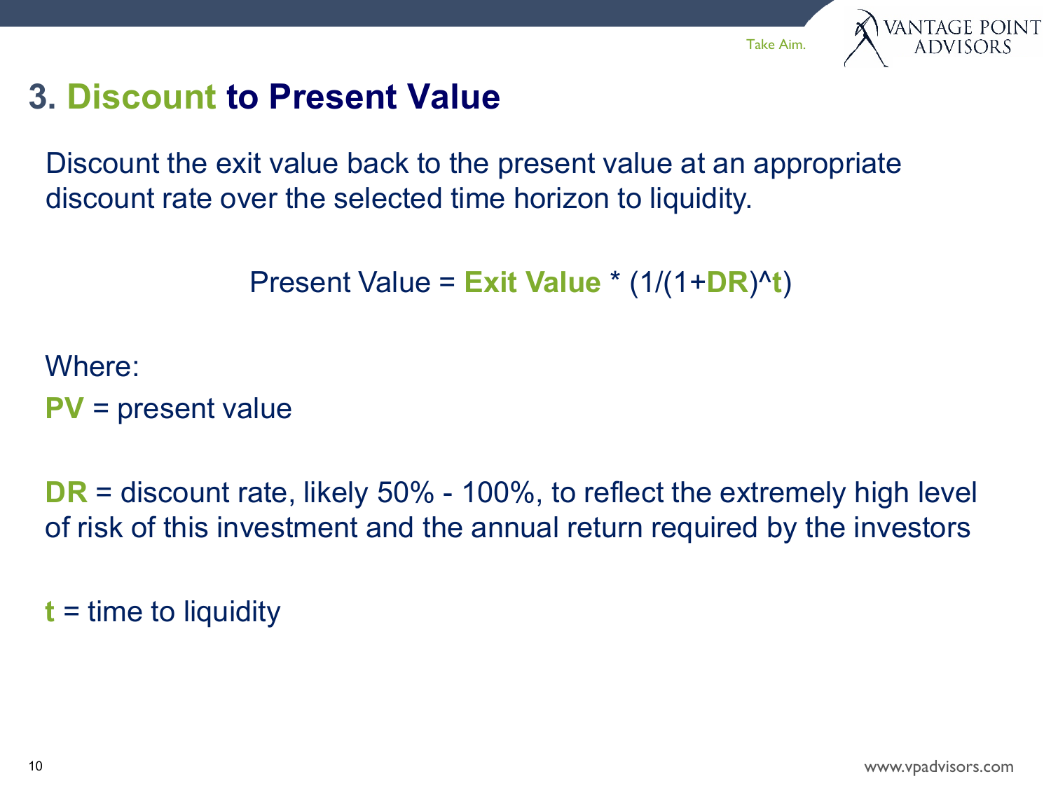# 3. Discount to Present Value

Discount the exit value back to the present value at an appropriate discount rate over the selected time horizon to liquidity.

$$\text{Present Value} = \textbf{Exit Value} * (1/(1+\textbf{DR})^{\textbf{t}})$$

Where:

**PV** = present value

**DR** = discount rate, likely 50% - 100%, to reflect the extremely high level of risk of this investment and the annual return required by the investors

**t** = time to liquidity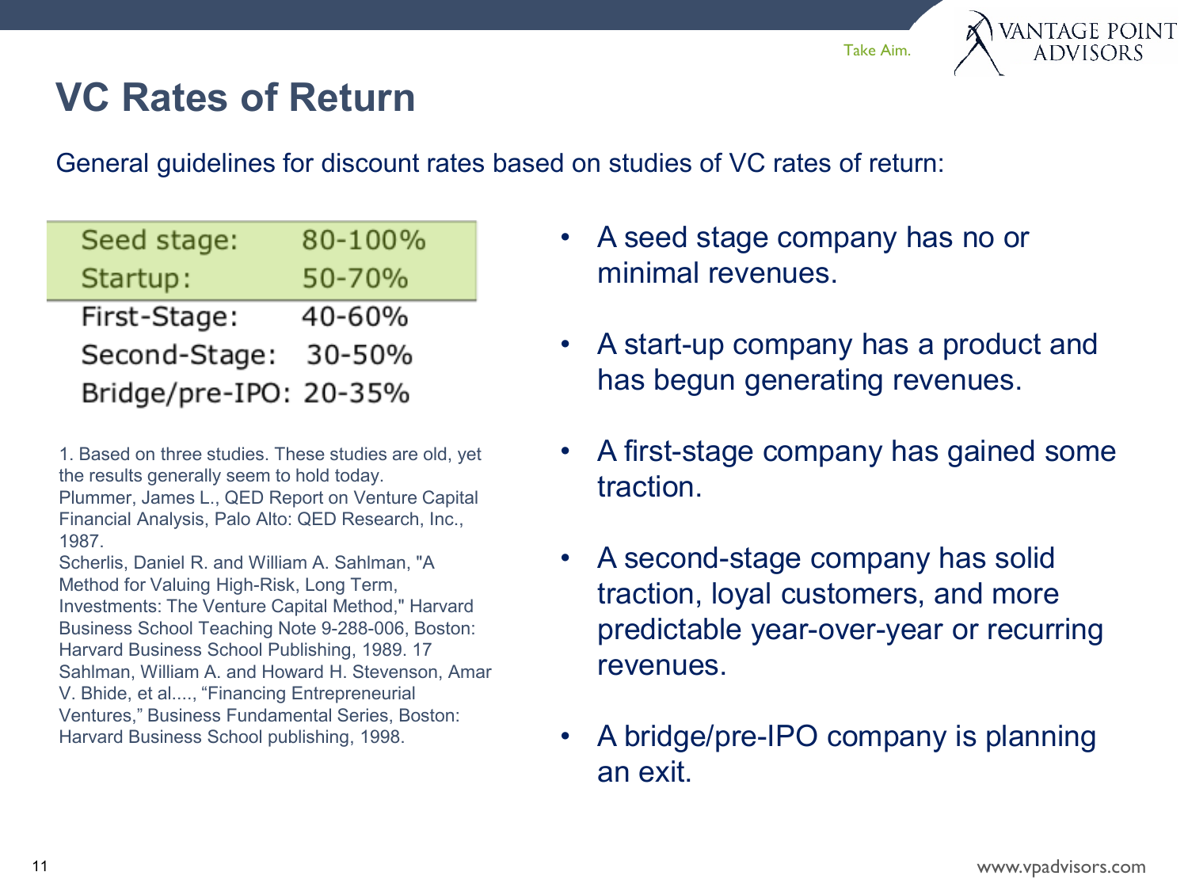# VC Rates of Return

General guidelines for discount rates based on studies of VC rates of return:

| Stage | Rate |
|---|---|
| Seed stage: | 80-100% |
| Startup: | 50-70% |
| First-Stage: | 40-60% |
| Second-Stage: | 30-50% |
| Bridge/pre-IPO: | 20-35% |

1. Based on three studies. These studies are old, yet the results generally seem to hold today.
Plummer, James L., QED Report on Venture Capital Financial Analysis, Palo Alto: QED Research, Inc., 1987.
Scherlis, Daniel R. and William A. Sahlman, "A Method for Valuing High-Risk, Long Term, Investments: The Venture Capital Method," Harvard Business School Teaching Note 9-288-006, Boston: Harvard Business School Publishing, 1989. 17
Sahlman, William A. and Howard H. Stevenson, Amar V. Bhide, et al...., "Financing Entrepreneurial Ventures," Business Fundamental Series, Boston: Harvard Business School publishing, 1998.

- A seed stage company has no or minimal revenues.
- A start-up company has a product and has begun generating revenues.
- A first-stage company has gained some traction.
- A second-stage company has solid traction, loyal customers, and more predictable year-over-year or recurring revenues.
- A bridge/pre-IPO company is planning an exit.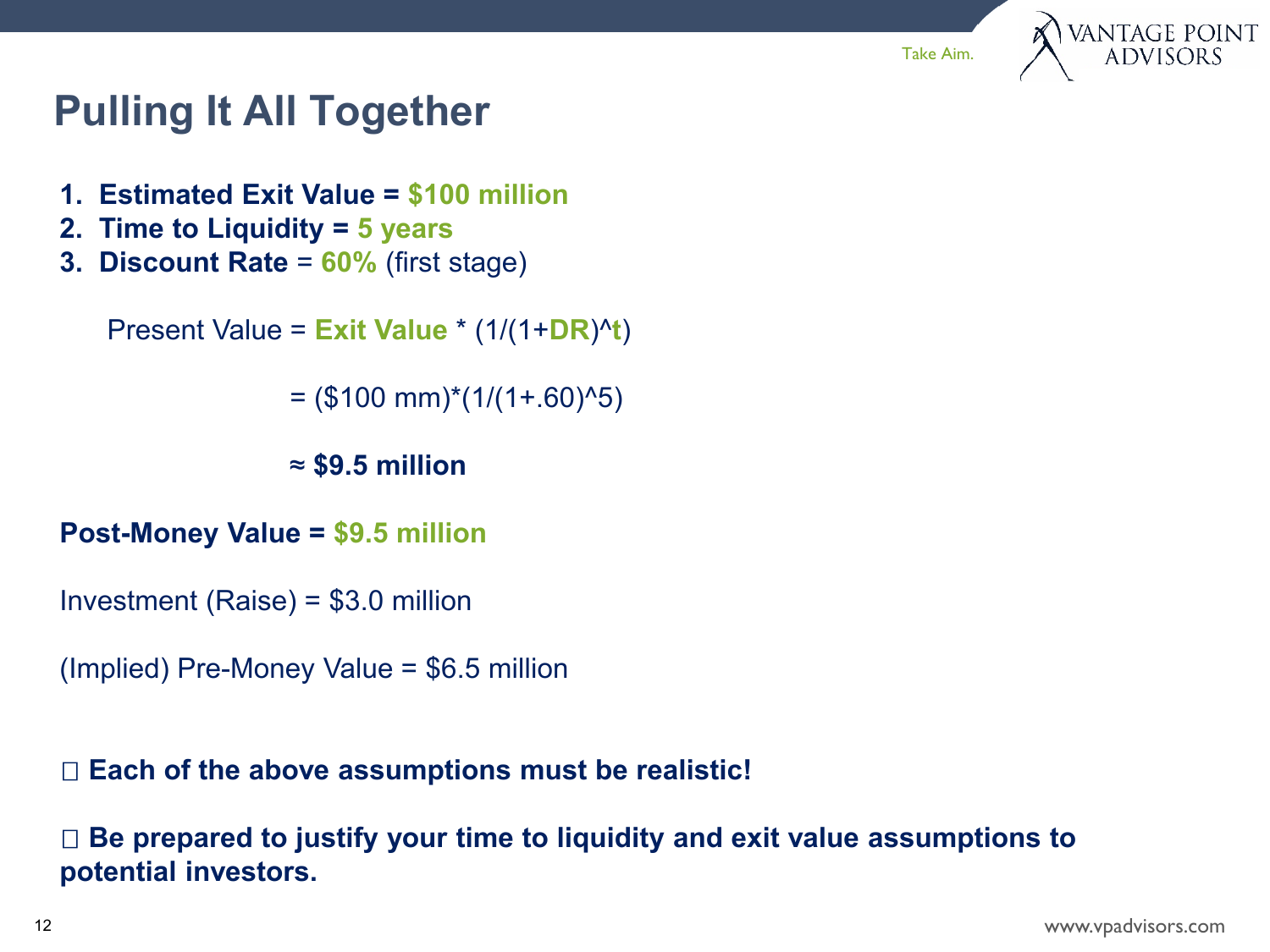# Pulling It All Together

1. **Estimated Exit Value = $100 million**
2. **Time to Liquidity = 5 years**
3. **Discount Rate** = **60%** (first stage)

Present Value = **Exit Value** * (1/(1+**DR**)^**t**)

= ($100 mm)*(1/(1+.60)^5)

**≈ $9.5 million**

**Post-Money Value = $9.5 million**

Investment (Raise) = $3.0 million

(Implied) Pre-Money Value = $6.5 million

- **Each of the above assumptions must be realistic!**
- **Be prepared to justify your time to liquidity and exit value assumptions to potential investors.**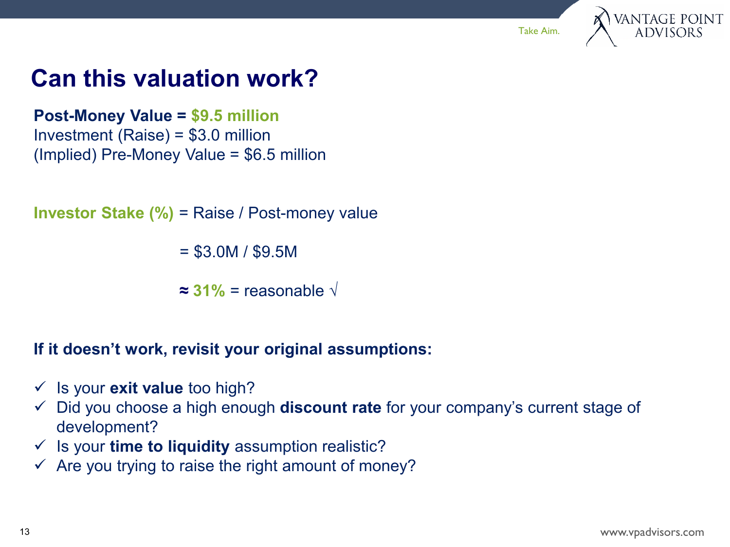# Can this valuation work?

**Post-Money Value = $9.5 million**
Investment (Raise) = $3.0 million
(Implied) Pre-Money Value = $6.5 million

**Investor Stake (%)** = Raise / Post-money value

= $3.0M / $9.5M

**≈ 31%** = reasonable √

**If it doesn't work, revisit your original assumptions:**

- ✓ Is your **exit value** too high?
- ✓ Did you choose a high enough **discount rate** for your company's current stage of development?
- ✓ Is your **time to liquidity** assumption realistic?
- ✓ Are you trying to raise the right amount of money?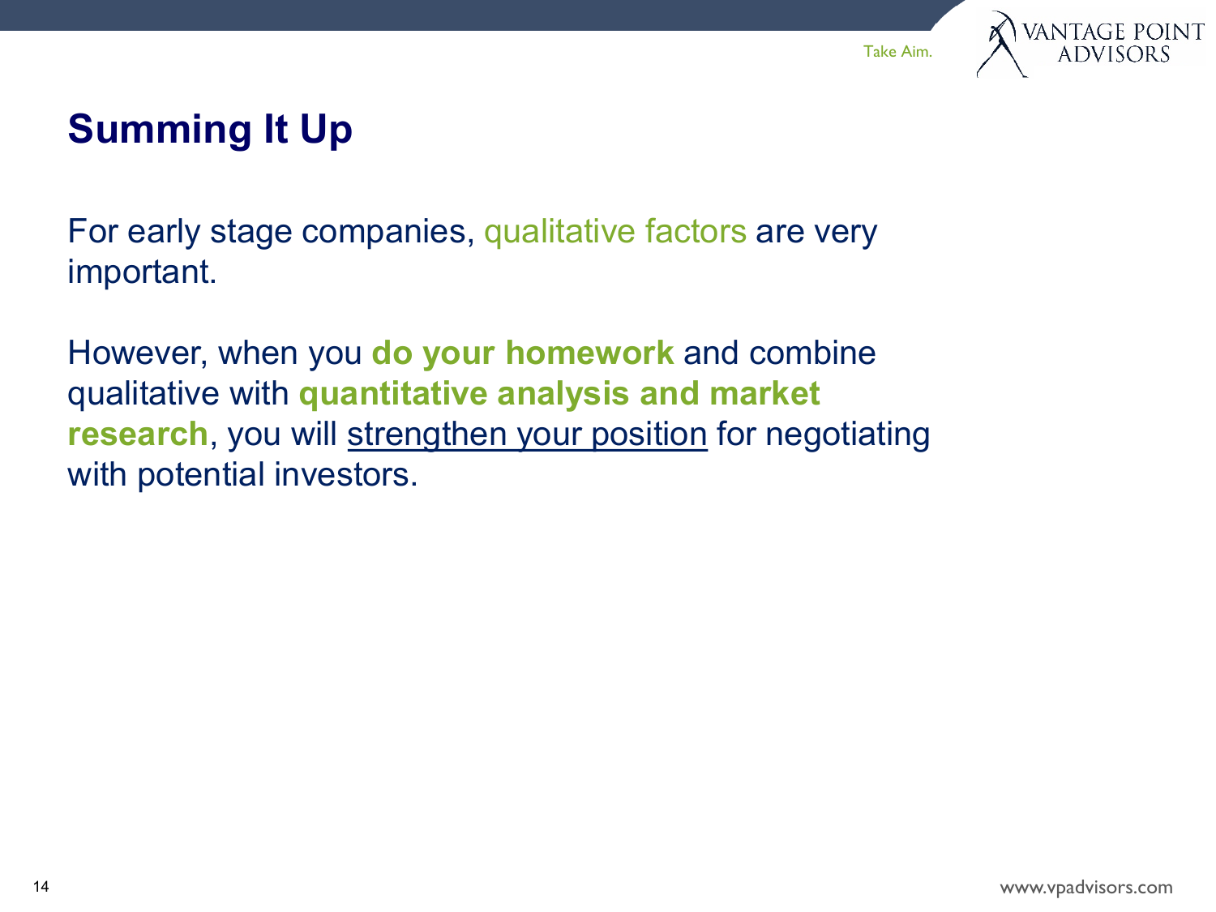## Summing It Up

For early stage companies, qualitative factors are very important.

However, when you **do your homework** and combine qualitative with **quantitative analysis and market research**, you will <u>strengthen your position</u> for negotiating with potential investors.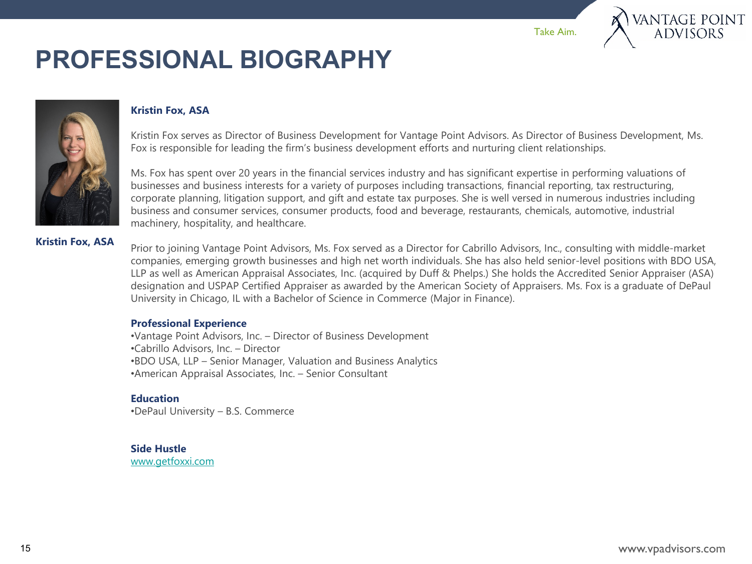# PROFESSIONAL BIOGRAPHY

**Kristin Fox, ASA**

**Kristin Fox, ASA**

Kristin Fox serves as Director of Business Development for Vantage Point Advisors. As Director of Business Development, Ms. Fox is responsible for leading the firm's business development efforts and nurturing client relationships.

Ms. Fox has spent over 20 years in the financial services industry and has significant expertise in performing valuations of businesses and business interests for a variety of purposes including transactions, financial reporting, tax restructuring, corporate planning, litigation support, and gift and estate tax purposes. She is well versed in numerous industries including business and consumer services, consumer products, food and beverage, restaurants, chemicals, automotive, industrial machinery, hospitality, and healthcare.

Prior to joining Vantage Point Advisors, Ms. Fox served as a Director for Cabrillo Advisors, Inc., consulting with middle-market companies, emerging growth businesses and high net worth individuals. She has also held senior-level positions with BDO USA, LLP as well as American Appraisal Associates, Inc. (acquired by Duff & Phelps.) She holds the Accredited Senior Appraiser (ASA) designation and USPAP Certified Appraiser as awarded by the American Society of Appraisers. Ms. Fox is a graduate of DePaul University in Chicago, IL with a Bachelor of Science in Commerce (Major in Finance).

**Professional Experience**

- Vantage Point Advisors, Inc. – Director of Business Development
- Cabrillo Advisors, Inc. – Director
- BDO USA, LLP – Senior Manager, Valuation and Business Analytics
- American Appraisal Associates, Inc. – Senior Consultant

**Education**

- DePaul University – B.S. Commerce

**Side Hustle**

www.getfoxxi.com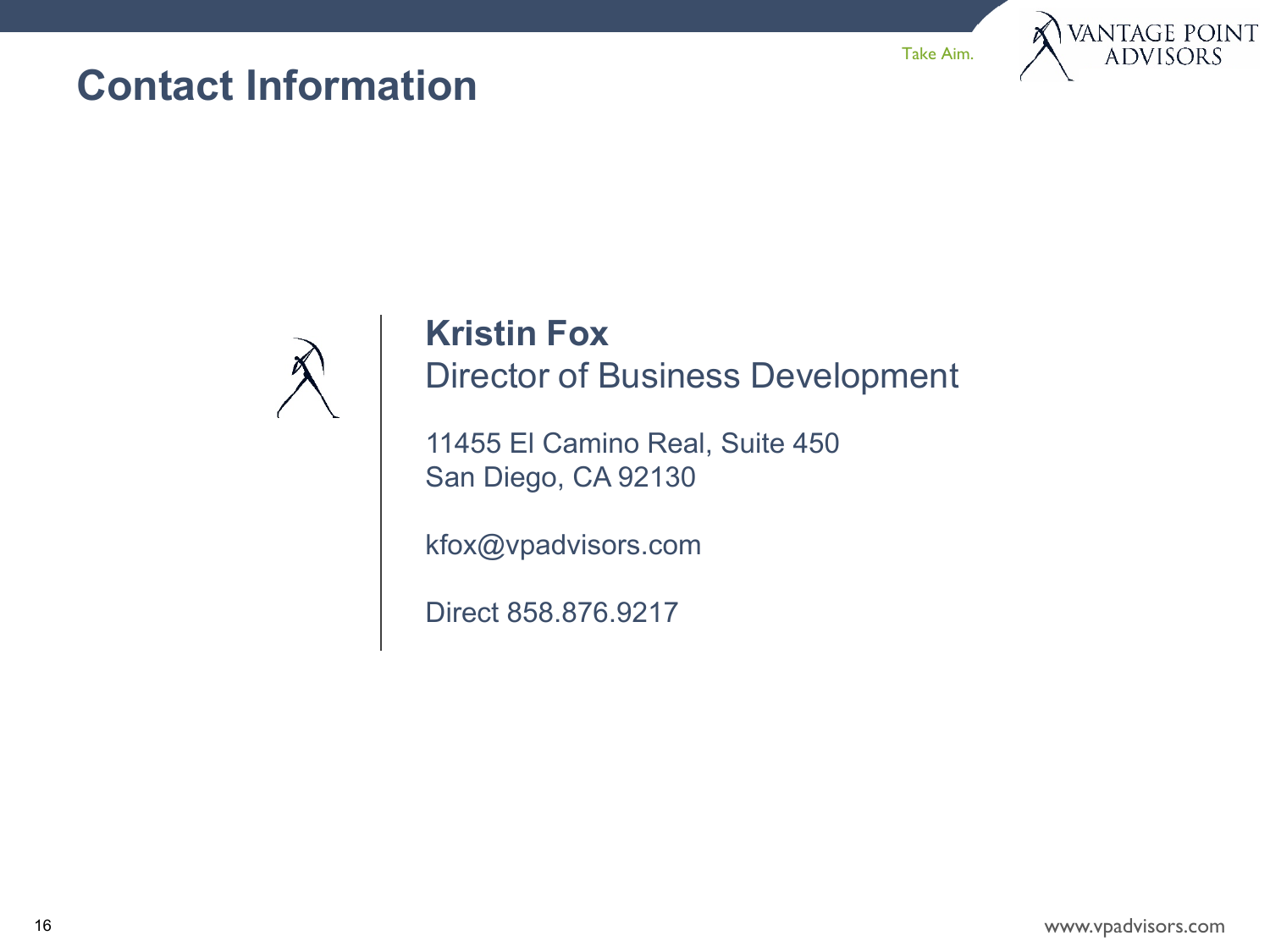# Contact Information

**Kristin Fox**
Director of Business Development

11455 El Camino Real, Suite 450
San Diego, CA 92130

kfox@vpadvisors.com

Direct 858.876.9217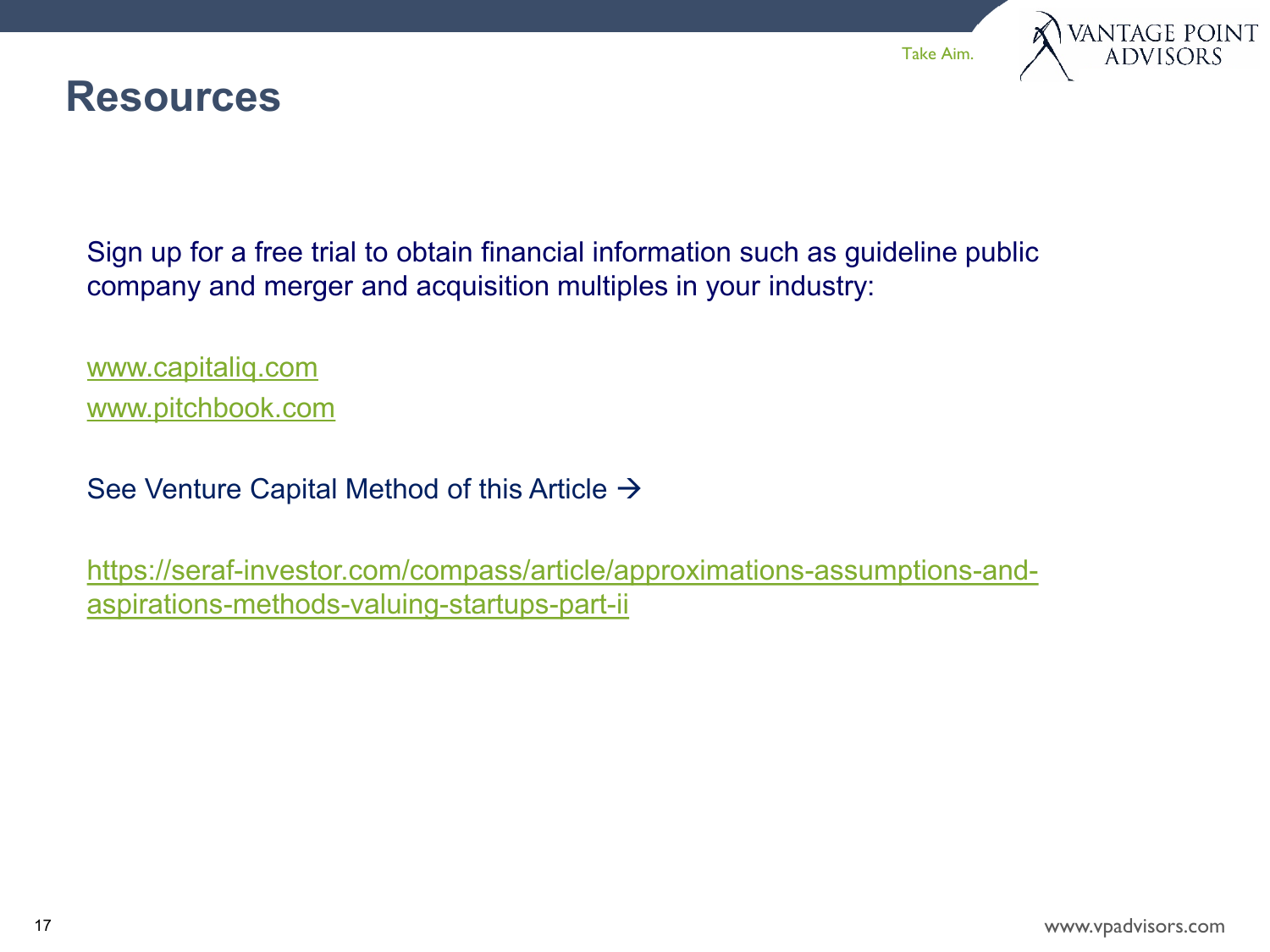# Resources

Sign up for a free trial to obtain financial information such as guideline public company and merger and acquisition multiples in your industry:

www.capitaliq.com
www.pitchbook.com

See Venture Capital Method of this Article →

https://seraf-investor.com/compass/article/approximations-assumptions-and-aspirations-methods-valuing-startups-part-ii